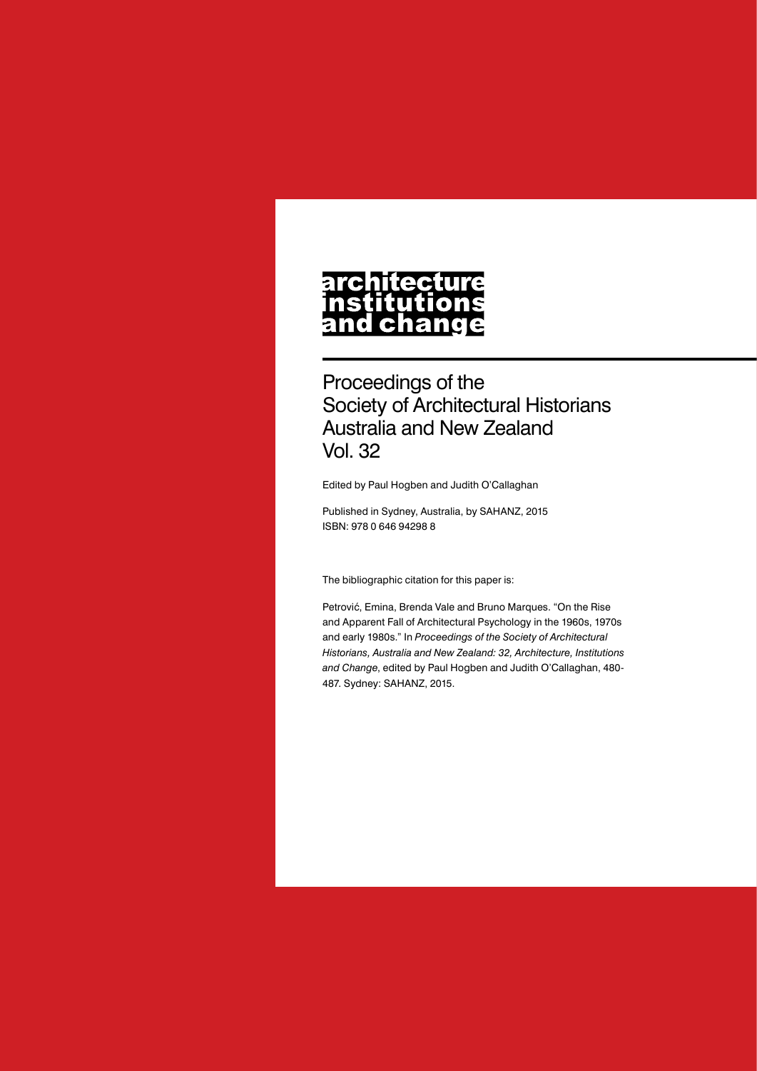# architecture institutions and change

## Proceedings of the Society of Architectural Historians Australia and New Zealand Vol. 32

Edited by Paul Hogben and Judith O'Callaghan

Published in Sydney, Australia, by SAHANZ, 2015
ISBN: 978 0 646 94298 8

The bibliographic citation for this paper is:

Petrović, Emina, Brenda Vale and Bruno Marques. "On the Rise and Apparent Fall of Architectural Psychology in the 1960s, 1970s and early 1980s." In *Proceedings of the Society of Architectural Historians, Australia and New Zealand: 32, Architecture, Institutions and Change*, edited by Paul Hogben and Judith O'Callaghan, 480-487. Sydney: SAHANZ, 2015.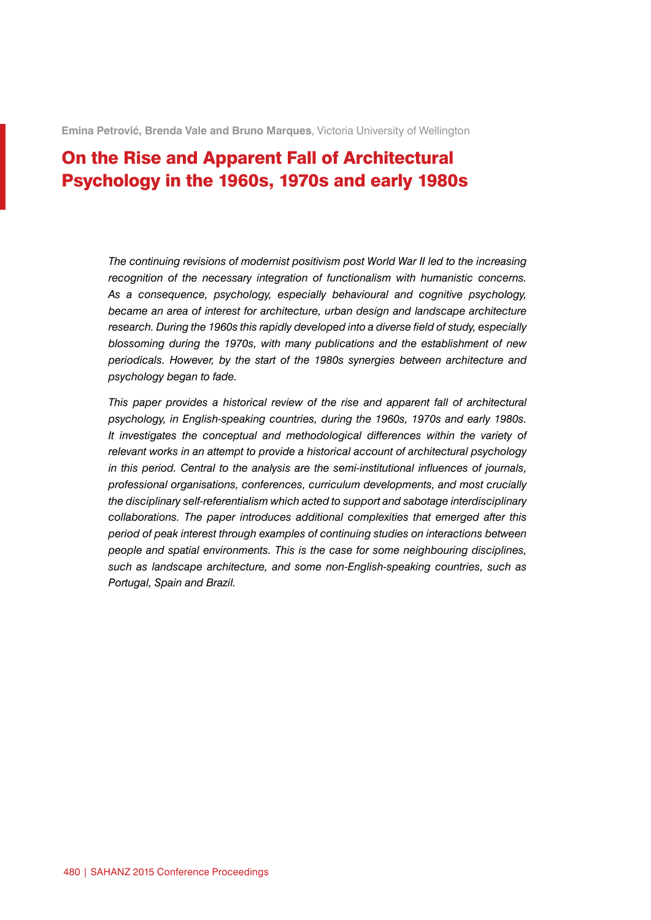**Emina Petrović, Brenda Vale and Bruno Marques**, Victoria University of Wellington

# On the Rise and Apparent Fall of Architectural Psychology in the 1960s, 1970s and early 1980s

*The continuing revisions of modernist positivism post World War II led to the increasing recognition of the necessary integration of functionalism with humanistic concerns. As a consequence, psychology, especially behavioural and cognitive psychology, became an area of interest for architecture, urban design and landscape architecture research. During the 1960s this rapidly developed into a diverse field of study, especially blossoming during the 1970s, with many publications and the establishment of new periodicals. However, by the start of the 1980s synergies between architecture and psychology began to fade.*

*This paper provides a historical review of the rise and apparent fall of architectural psychology, in English-speaking countries, during the 1960s, 1970s and early 1980s. It investigates the conceptual and methodological differences within the variety of relevant works in an attempt to provide a historical account of architectural psychology in this period. Central to the analysis are the semi-institutional influences of journals, professional organisations, conferences, curriculum developments, and most crucially the disciplinary self-referentialism which acted to support and sabotage interdisciplinary collaborations. The paper introduces additional complexities that emerged after this period of peak interest through examples of continuing studies on interactions between people and spatial environments. This is the case for some neighbouring disciplines, such as landscape architecture, and some non-English-speaking countries, such as Portugal, Spain and Brazil.*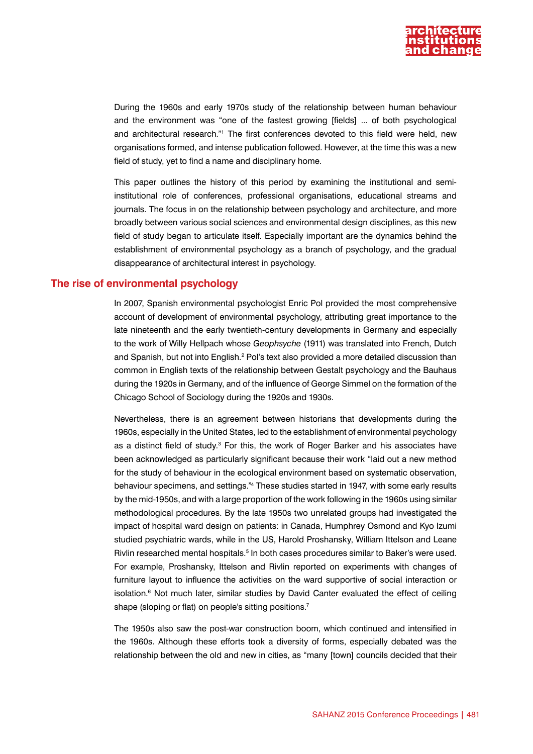During the 1960s and early 1970s study of the relationship between human behaviour and the environment was "one of the fastest growing [fields] ... of both psychological and architectural research."[1] The first conferences devoted to this field were held, new organisations formed, and intense publication followed. However, at the time this was a new field of study, yet to find a name and disciplinary home.

This paper outlines the history of this period by examining the institutional and semi-institutional role of conferences, professional organisations, educational streams and journals. The focus in on the relationship between psychology and architecture, and more broadly between various social sciences and environmental design disciplines, as this new field of study began to articulate itself. Especially important are the dynamics behind the establishment of environmental psychology as a branch of psychology, and the gradual disappearance of architectural interest in psychology.

## The rise of environmental psychology

In 2007, Spanish environmental psychologist Enric Pol provided the most comprehensive account of development of environmental psychology, attributing great importance to the late nineteenth and the early twentieth-century developments in Germany and especially to the work of Willy Hellpach whose *Geophsyche* (1911) was translated into French, Dutch and Spanish, but not into English.[2] Pol's text also provided a more detailed discussion than common in English texts of the relationship between Gestalt psychology and the Bauhaus during the 1920s in Germany, and of the influence of George Simmel on the formation of the Chicago School of Sociology during the 1920s and 1930s.

Nevertheless, there is an agreement between historians that developments during the 1960s, especially in the United States, led to the establishment of environmental psychology as a distinct field of study.[3] For this, the work of Roger Barker and his associates have been acknowledged as particularly significant because their work "laid out a new method for the study of behaviour in the ecological environment based on systematic observation, behaviour specimens, and settings."[4] These studies started in 1947, with some early results by the mid-1950s, and with a large proportion of the work following in the 1960s using similar methodological procedures. By the late 1950s two unrelated groups had investigated the impact of hospital ward design on patients: in Canada, Humphrey Osmond and Kyo Izumi studied psychiatric wards, while in the US, Harold Proshansky, William Ittelson and Leane Rivlin researched mental hospitals.[5] In both cases procedures similar to Baker's were used. For example, Proshansky, Ittelson and Rivlin reported on experiments with changes of furniture layout to influence the activities on the ward supportive of social interaction or isolation.[6] Not much later, similar studies by David Canter evaluated the effect of ceiling shape (sloping or flat) on people's sitting positions.[7]

The 1950s also saw the post-war construction boom, which continued and intensified in the 1960s. Although these efforts took a diversity of forms, especially debated was the relationship between the old and new in cities, as "many [town] councils decided that their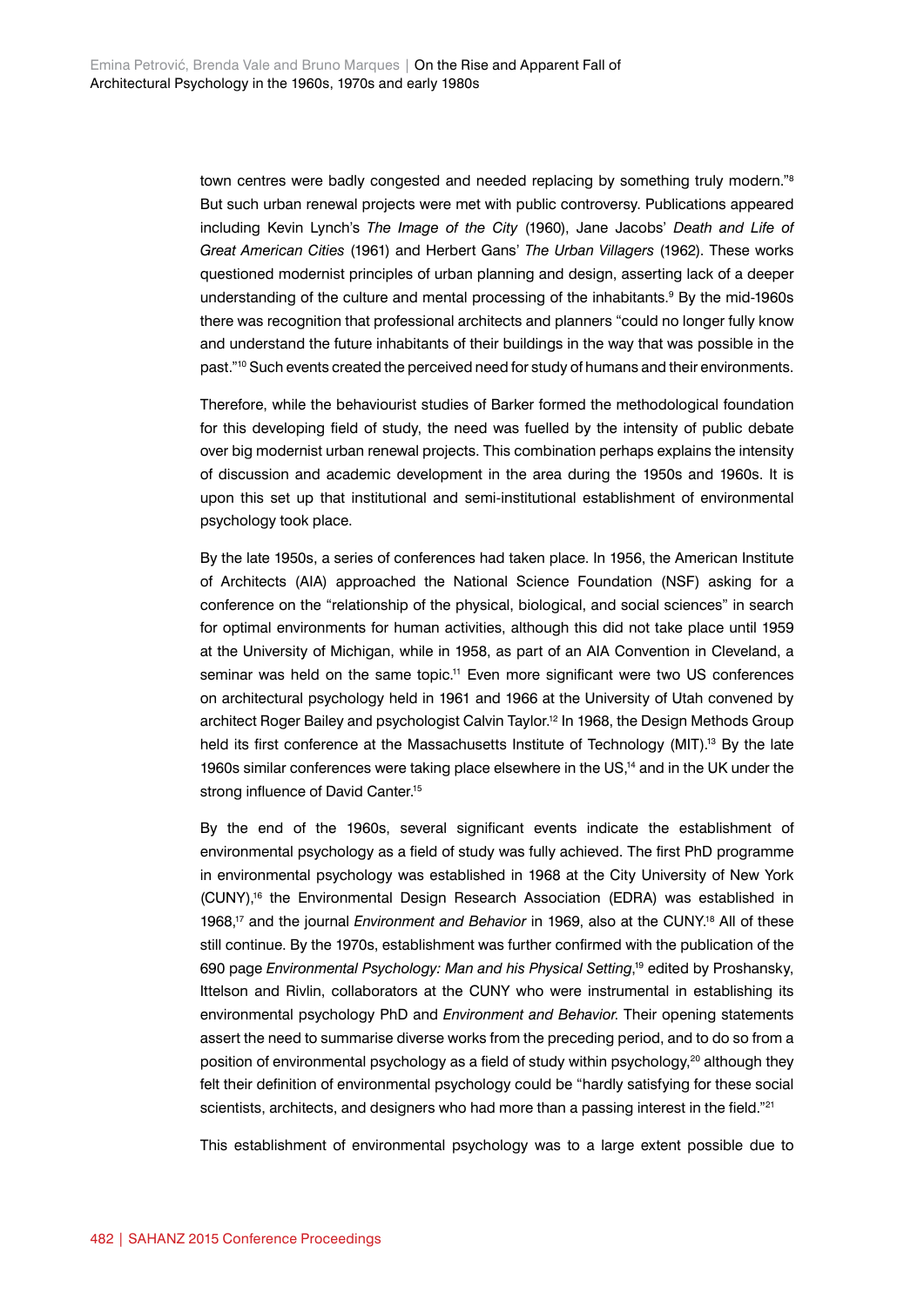town centres were badly congested and needed replacing by something truly modern."[8] But such urban renewal projects were met with public controversy. Publications appeared including Kevin Lynch's *The Image of the City* (1960), Jane Jacobs' *Death and Life of Great American Cities* (1961) and Herbert Gans' *The Urban Villagers* (1962). These works questioned modernist principles of urban planning and design, asserting lack of a deeper understanding of the culture and mental processing of the inhabitants.[9] By the mid-1960s there was recognition that professional architects and planners "could no longer fully know and understand the future inhabitants of their buildings in the way that was possible in the past."[10] Such events created the perceived need for study of humans and their environments.

Therefore, while the behaviourist studies of Barker formed the methodological foundation for this developing field of study, the need was fuelled by the intensity of public debate over big modernist urban renewal projects. This combination perhaps explains the intensity of discussion and academic development in the area during the 1950s and 1960s. It is upon this set up that institutional and semi-institutional establishment of environmental psychology took place.

By the late 1950s, a series of conferences had taken place. In 1956, the American Institute of Architects (AIA) approached the National Science Foundation (NSF) asking for a conference on the "relationship of the physical, biological, and social sciences" in search for optimal environments for human activities, although this did not take place until 1959 at the University of Michigan, while in 1958, as part of an AIA Convention in Cleveland, a seminar was held on the same topic.[11] Even more significant were two US conferences on architectural psychology held in 1961 and 1966 at the University of Utah convened by architect Roger Bailey and psychologist Calvin Taylor.[12] In 1968, the Design Methods Group held its first conference at the Massachusetts Institute of Technology (MIT).[13] By the late 1960s similar conferences were taking place elsewhere in the US,[14] and in the UK under the strong influence of David Canter.[15]

By the end of the 1960s, several significant events indicate the establishment of environmental psychology as a field of study was fully achieved. The first PhD programme in environmental psychology was established in 1968 at the City University of New York (CUNY),[16] the Environmental Design Research Association (EDRA) was established in 1968,[17] and the journal *Environment and Behavior* in 1969, also at the CUNY.[18] All of these still continue. By the 1970s, establishment was further confirmed with the publication of the 690 page *Environmental Psychology: Man and his Physical Setting*,[19] edited by Proshansky, Ittelson and Rivlin, collaborators at the CUNY who were instrumental in establishing its environmental psychology PhD and *Environment and Behavior*. Their opening statements assert the need to summarise diverse works from the preceding period, and to do so from a position of environmental psychology as a field of study within psychology,[20] although they felt their definition of environmental psychology could be "hardly satisfying for these social scientists, architects, and designers who had more than a passing interest in the field."[21]

This establishment of environmental psychology was to a large extent possible due to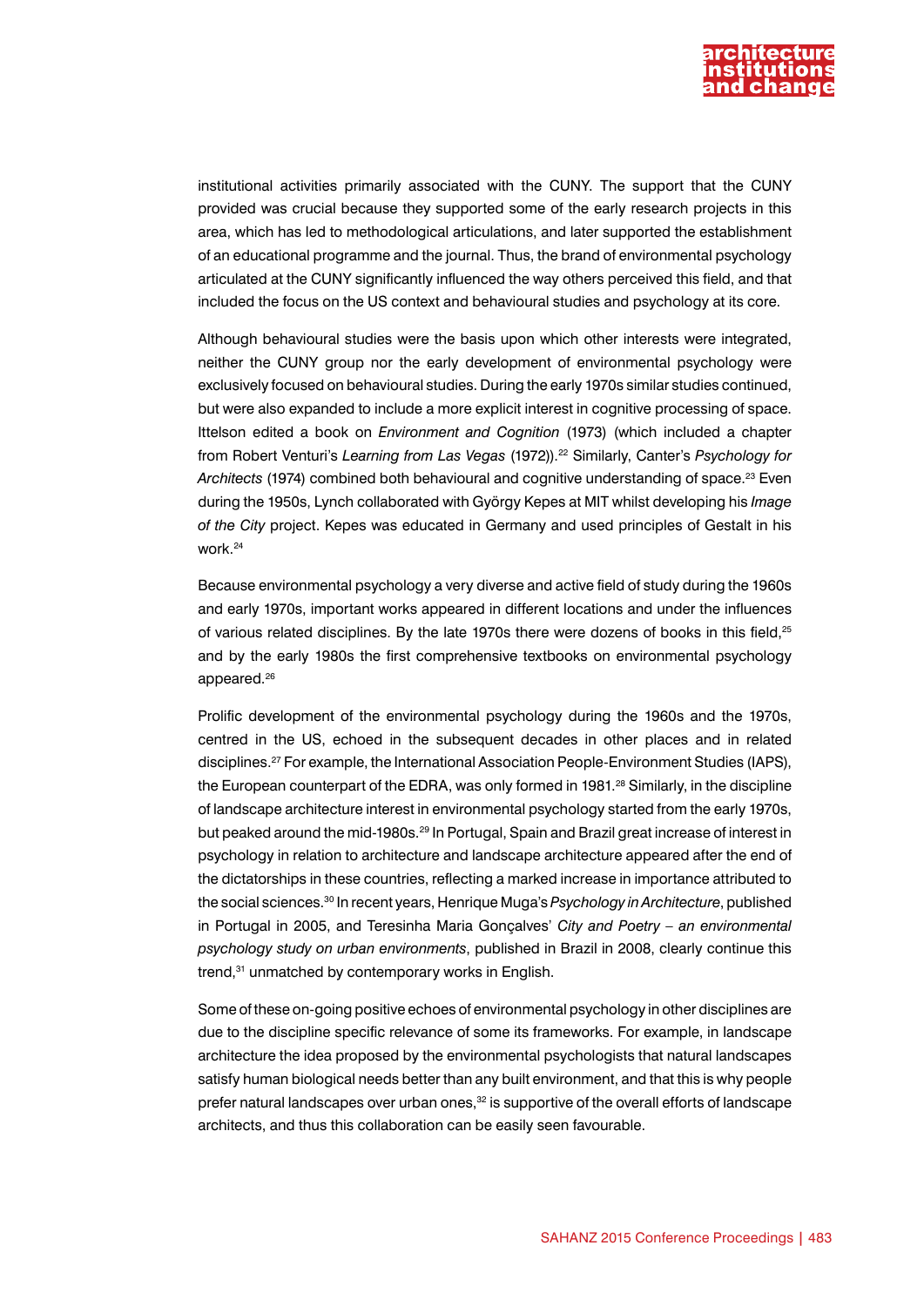institutional activities primarily associated with the CUNY. The support that the CUNY provided was crucial because they supported some of the early research projects in this area, which has led to methodological articulations, and later supported the establishment of an educational programme and the journal. Thus, the brand of environmental psychology articulated at the CUNY significantly influenced the way others perceived this field, and that included the focus on the US context and behavioural studies and psychology at its core.

Although behavioural studies were the basis upon which other interests were integrated, neither the CUNY group nor the early development of environmental psychology were exclusively focused on behavioural studies. During the early 1970s similar studies continued, but were also expanded to include a more explicit interest in cognitive processing of space. Ittelson edited a book on *Environment and Cognition* (1973) (which included a chapter from Robert Venturi's *Learning from Las Vegas* (1972)).[22] Similarly, Canter's *Psychology for Architects* (1974) combined both behavioural and cognitive understanding of space.[23] Even during the 1950s, Lynch collaborated with György Kepes at MIT whilst developing his *Image of the City* project. Kepes was educated in Germany and used principles of Gestalt in his work.[24]

Because environmental psychology a very diverse and active field of study during the 1960s and early 1970s, important works appeared in different locations and under the influences of various related disciplines. By the late 1970s there were dozens of books in this field,[25] and by the early 1980s the first comprehensive textbooks on environmental psychology appeared.[26]

Prolific development of the environmental psychology during the 1960s and the 1970s, centred in the US, echoed in the subsequent decades in other places and in related disciplines.[27] For example, the International Association People-Environment Studies (IAPS), the European counterpart of the EDRA, was only formed in 1981.[28] Similarly, in the discipline of landscape architecture interest in environmental psychology started from the early 1970s, but peaked around the mid-1980s.[29] In Portugal, Spain and Brazil great increase of interest in psychology in relation to architecture and landscape architecture appeared after the end of the dictatorships in these countries, reflecting a marked increase in importance attributed to the social sciences.[30] In recent years, Henrique Muga's *Psychology in Architecture*, published in Portugal in 2005, and Teresinha Maria Gonçalves' *City and Poetry – an environmental psychology study on urban environments*, published in Brazil in 2008, clearly continue this trend,[31] unmatched by contemporary works in English.

Some of these on-going positive echoes of environmental psychology in other disciplines are due to the discipline specific relevance of some its frameworks. For example, in landscape architecture the idea proposed by the environmental psychologists that natural landscapes satisfy human biological needs better than any built environment, and that this is why people prefer natural landscapes over urban ones,[32] is supportive of the overall efforts of landscape architects, and thus this collaboration can be easily seen favourable.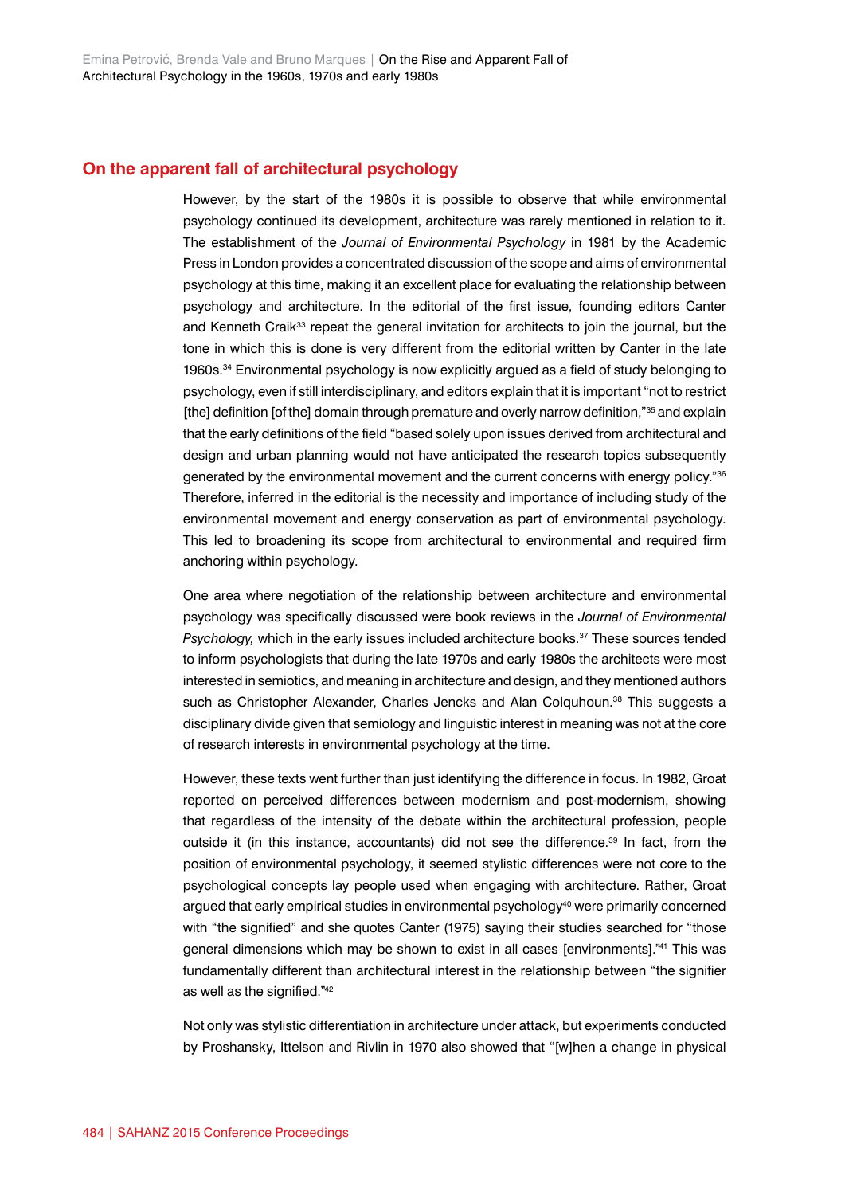## On the apparent fall of architectural psychology

However, by the start of the 1980s it is possible to observe that while environmental psychology continued its development, architecture was rarely mentioned in relation to it. The establishment of the *Journal of Environmental Psychology* in 1981 by the Academic Press in London provides a concentrated discussion of the scope and aims of environmental psychology at this time, making it an excellent place for evaluating the relationship between psychology and architecture. In the editorial of the first issue, founding editors Canter and Kenneth Craik[33] repeat the general invitation for architects to join the journal, but the tone in which this is done is very different from the editorial written by Canter in the late 1960s.[34] Environmental psychology is now explicitly argued as a field of study belonging to psychology, even if still interdisciplinary, and editors explain that it is important "not to restrict [the] definition [of the] domain through premature and overly narrow definition,"[35] and explain that the early definitions of the field "based solely upon issues derived from architectural and design and urban planning would not have anticipated the research topics subsequently generated by the environmental movement and the current concerns with energy policy."[36] Therefore, inferred in the editorial is the necessity and importance of including study of the environmental movement and energy conservation as part of environmental psychology. This led to broadening its scope from architectural to environmental and required firm anchoring within psychology.

One area where negotiation of the relationship between architecture and environmental psychology was specifically discussed were book reviews in the *Journal of Environmental Psychology,* which in the early issues included architecture books.[37] These sources tended to inform psychologists that during the late 1970s and early 1980s the architects were most interested in semiotics, and meaning in architecture and design, and they mentioned authors such as Christopher Alexander, Charles Jencks and Alan Colquhoun.[38] This suggests a disciplinary divide given that semiology and linguistic interest in meaning was not at the core of research interests in environmental psychology at the time.

However, these texts went further than just identifying the difference in focus. In 1982, Groat reported on perceived differences between modernism and post-modernism, showing that regardless of the intensity of the debate within the architectural profession, people outside it (in this instance, accountants) did not see the difference.[39] In fact, from the position of environmental psychology, it seemed stylistic differences were not core to the psychological concepts lay people used when engaging with architecture. Rather, Groat argued that early empirical studies in environmental psychology[40] were primarily concerned with "the signified" and she quotes Canter (1975) saying their studies searched for "those general dimensions which may be shown to exist in all cases [environments]."[41] This was fundamentally different than architectural interest in the relationship between "the signifier as well as the signified."[42]

Not only was stylistic differentiation in architecture under attack, but experiments conducted by Proshansky, Ittelson and Rivlin in 1970 also showed that "[w]hen a change in physical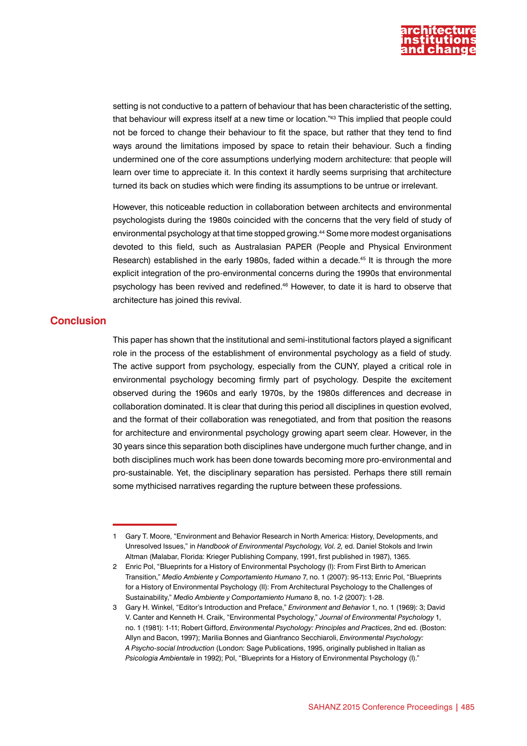setting is not conductive to a pattern of behaviour that has been characteristic of the setting, that behaviour will express itself at a new time or location."[43] This implied that people could not be forced to change their behaviour to fit the space, but rather that they tend to find ways around the limitations imposed by space to retain their behaviour. Such a finding undermined one of the core assumptions underlying modern architecture: that people will learn over time to appreciate it. In this context it hardly seems surprising that architecture turned its back on studies which were finding its assumptions to be untrue or irrelevant.

However, this noticeable reduction in collaboration between architects and environmental psychologists during the 1980s coincided with the concerns that the very field of study of environmental psychology at that time stopped growing.[44] Some more modest organisations devoted to this field, such as Australasian PAPER (People and Physical Environment Research) established in the early 1980s, faded within a decade.[45] It is through the more explicit integration of the pro-environmental concerns during the 1990s that environmental psychology has been revived and redefined.[46] However, to date it is hard to observe that architecture has joined this revival.

## Conclusion

This paper has shown that the institutional and semi-institutional factors played a significant role in the process of the establishment of environmental psychology as a field of study. The active support from psychology, especially from the CUNY, played a critical role in environmental psychology becoming firmly part of psychology. Despite the excitement observed during the 1960s and early 1970s, by the 1980s differences and decrease in collaboration dominated. It is clear that during this period all disciplines in question evolved, and the format of their collaboration was renegotiated, and from that position the reasons for architecture and environmental psychology growing apart seem clear. However, in the 30 years since this separation both disciplines have undergone much further change, and in both disciplines much work has been done towards becoming more pro-environmental and pro-sustainable. Yet, the disciplinary separation has persisted. Perhaps there still remain some mythicised narratives regarding the rupture between these professions.

---

1 Gary T. Moore, "Environment and Behavior Research in North America: History, Developments, and Unresolved Issues," in *Handbook of Environmental Psychology, Vol. 2,* ed. Daniel Stokols and Irwin Altman (Malabar, Florida: Krieger Publishing Company, 1991, first published in 1987), 1365.

2 Enric Pol, "Blueprints for a History of Environmental Psychology (I): From First Birth to American Transition," *Medio Ambiente y Comportamiento Humano* 7, no. 1 (2007): 95-113; Enric Pol, "Blueprints for a History of Environmental Psychology (II): From Architectural Psychology to the Challenges of Sustainability," *Medio Ambiente y Comportamiento Humano* 8, no. 1-2 (2007): 1-28.

3 Gary H. Winkel, "Editor's Introduction and Preface," *Environment and Behavior* 1, no. 1 (1969): 3; David V. Canter and Kenneth H. Craik, "Environmental Psychology," *Journal of Environmental Psychology* 1, no. 1 (1981): 1-11; Robert Gifford, *Environmental Psychology: Principles and Practices*, 2nd ed. (Boston: Allyn and Bacon, 1997); Marilia Bonnes and Gianfranco Secchiaroli, *Environmental Psychology: A Psycho-social Introduction* (London: Sage Publications, 1995, originally published in Italian as *Psicologia Ambientale* in 1992); Pol, "Blueprints for a History of Environmental Psychology (I)."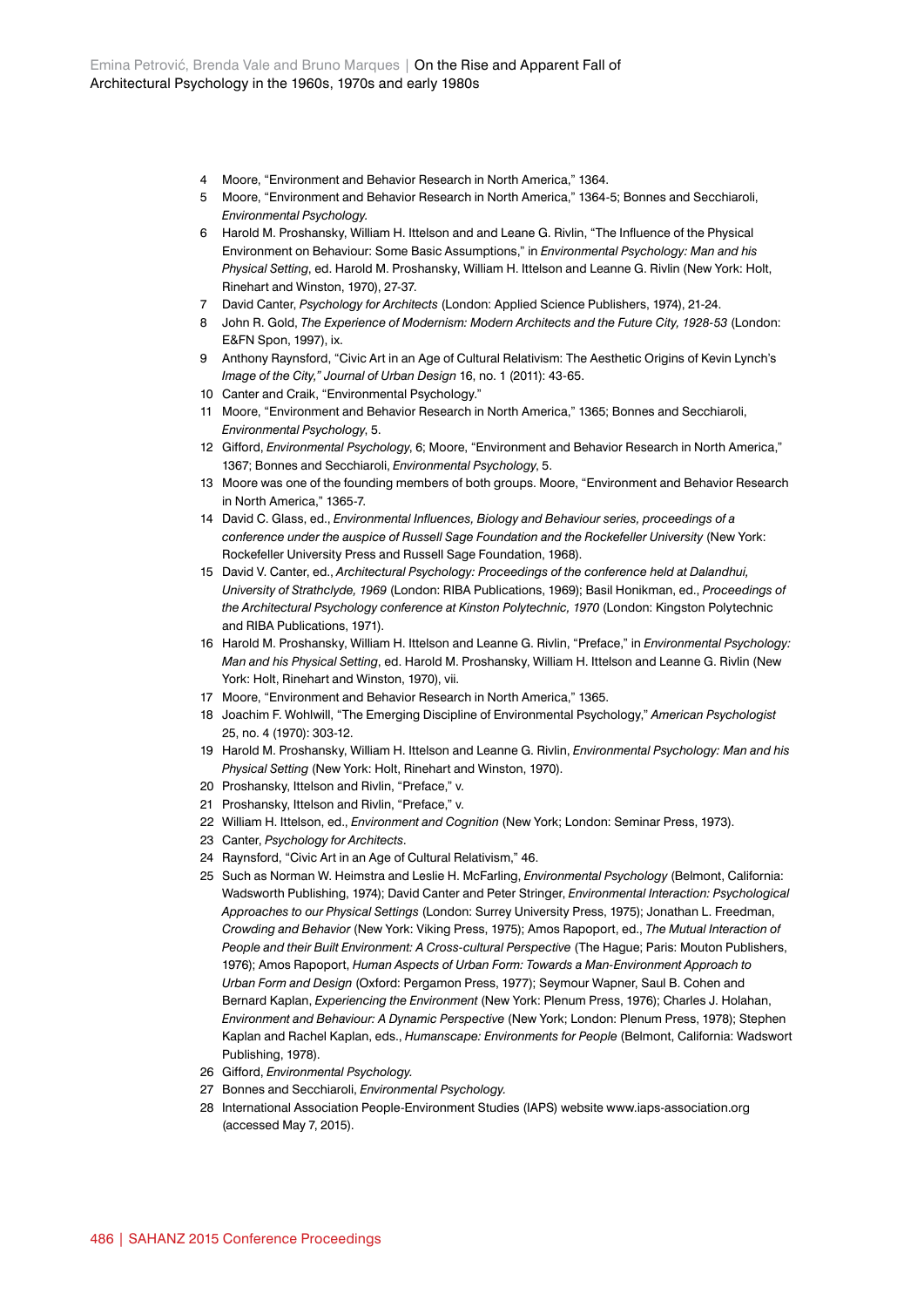4 Moore, "Environment and Behavior Research in North America," 1364.

5 Moore, "Environment and Behavior Research in North America," 1364-5; Bonnes and Secchiaroli, *Environmental Psychology.*

6 Harold M. Proshansky, William H. Ittelson and and Leane G. Rivlin, "The Influence of the Physical Environment on Behaviour: Some Basic Assumptions," in *Environmental Psychology: Man and his Physical Setting*, ed. Harold M. Proshansky, William H. Ittelson and Leanne G. Rivlin (New York: Holt, Rinehart and Winston, 1970), 27-37.

7 David Canter, *Psychology for Architects* (London: Applied Science Publishers, 1974), 21-24.

8 John R. Gold, *The Experience of Modernism: Modern Architects and the Future City, 1928-53* (London: E&FN Spon, 1997), ix.

9 Anthony Raynsford, "Civic Art in an Age of Cultural Relativism: The Aesthetic Origins of Kevin Lynch's *Image of the City," Journal of Urban Design* 16, no. 1 (2011): 43-65.

10 Canter and Craik, "Environmental Psychology."

11 Moore, "Environment and Behavior Research in North America," 1365; Bonnes and Secchiaroli, *Environmental Psychology,* 5.

12 Gifford, *Environmental Psychology*, 6; Moore, "Environment and Behavior Research in North America," 1367; Bonnes and Secchiaroli, *Environmental Psychology,* 5.

13 Moore was one of the founding members of both groups. Moore, "Environment and Behavior Research in North America," 1365-7.

14 David C. Glass, ed., *Environmental Influences, Biology and Behaviour series, proceedings of a conference under the auspice of Russell Sage Foundation and the Rockefeller University* (New York: Rockefeller University Press and Russell Sage Foundation, 1968).

15 David V. Canter, ed., *Architectural Psychology: Proceedings of the conference held at Dalandhui, University of Strathclyde, 1969* (London: RIBA Publications, 1969); Basil Honikman, ed., *Proceedings of the Architectural Psychology conference at Kinston Polytechnic, 1970* (London: Kingston Polytechnic and RIBA Publications, 1971).

16 Harold M. Proshansky, William H. Ittelson and Leanne G. Rivlin, "Preface," in *Environmental Psychology: Man and his Physical Setting*, ed. Harold M. Proshansky, William H. Ittelson and Leanne G. Rivlin (New York: Holt, Rinehart and Winston, 1970), vii.

17 Moore, "Environment and Behavior Research in North America," 1365.

18 Joachim F. Wohlwill, "The Emerging Discipline of Environmental Psychology," *American Psychologist* 25, no. 4 (1970): 303-12.

19 Harold M. Proshansky, William H. Ittelson and Leanne G. Rivlin, *Environmental Psychology: Man and his Physical Setting* (New York: Holt, Rinehart and Winston, 1970).

20 Proshansky, Ittelson and Rivlin, "Preface," v.

21 Proshansky, Ittelson and Rivlin, "Preface," v.

22 William H. Ittelson, ed., *Environment and Cognition* (New York; London: Seminar Press, 1973).

23 Canter, *Psychology for Architects*.

24 Raynsford, "Civic Art in an Age of Cultural Relativism," 46.

25 Such as Norman W. Heimstra and Leslie H. McFarling, *Environmental Psychology* (Belmont, California: Wadsworth Publishing, 1974); David Canter and Peter Stringer, *Environmental Interaction: Psychological Approaches to our Physical Settings* (London: Surrey University Press, 1975); Jonathan L. Freedman, *Crowding and Behavior* (New York: Viking Press, 1975); Amos Rapoport, ed., *The Mutual Interaction of People and their Built Environment: A Cross-cultural Perspective* (The Hague; Paris: Mouton Publishers, 1976); Amos Rapoport, *Human Aspects of Urban Form: Towards a Man-Environment Approach to Urban Form and Design* (Oxford: Pergamon Press, 1977); Seymour Wapner, Saul B. Cohen and Bernard Kaplan, *Experiencing the Environment* (New York: Plenum Press, 1976); Charles J. Holahan, *Environment and Behaviour: A Dynamic Perspective* (New York; London: Plenum Press, 1978); Stephen Kaplan and Rachel Kaplan, eds., *Humanscape: Environments for People* (Belmont, California: Wadswort Publishing, 1978).

26 Gifford, *Environmental Psychology.*

27 Bonnes and Secchiaroli, *Environmental Psychology.*

28 International Association People-Environment Studies (IAPS) website www.iaps-association.org (accessed May 7, 2015).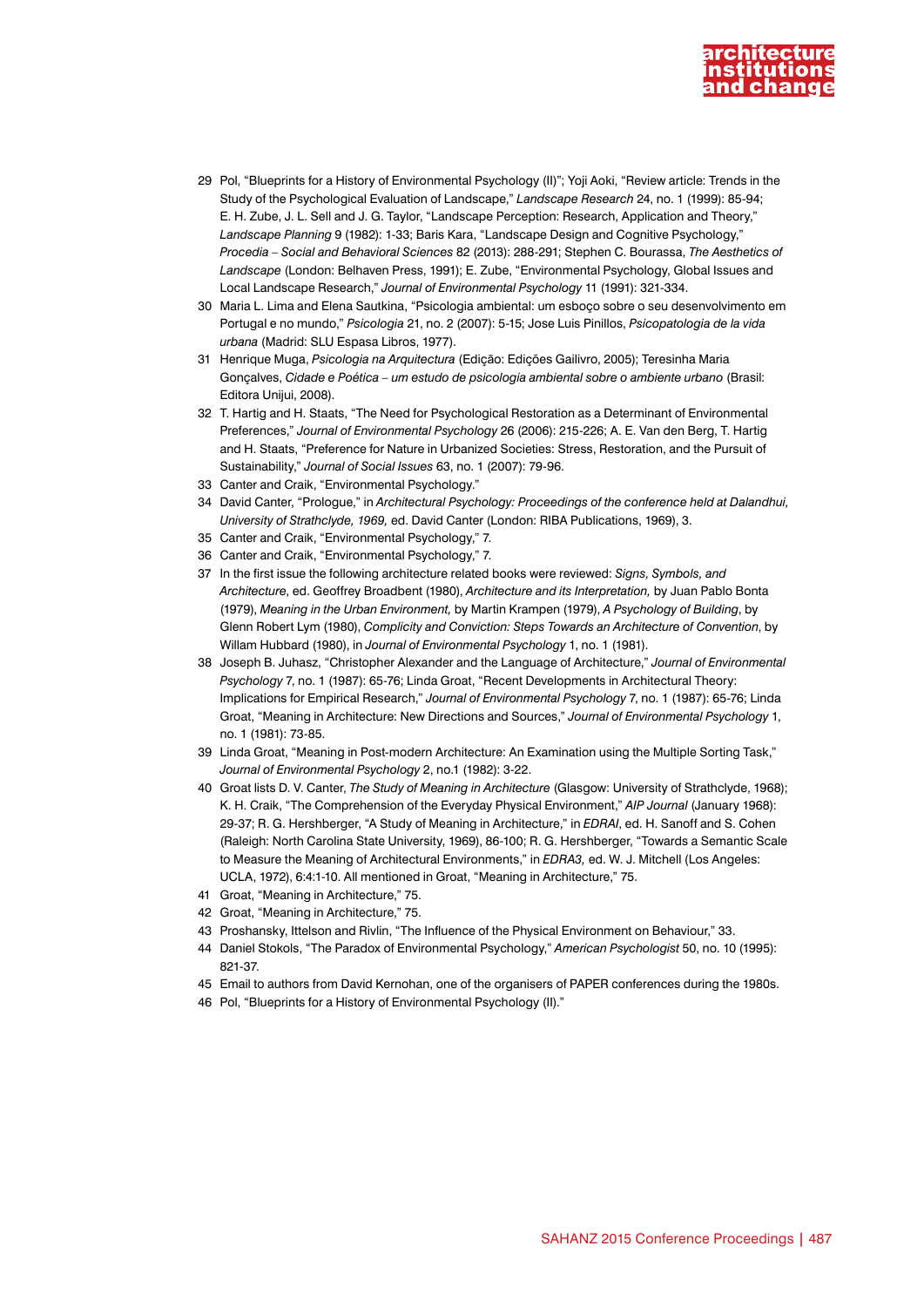29 Pol, "Blueprints for a History of Environmental Psychology (II)"; Yoji Aoki, "Review article: Trends in the Study of the Psychological Evaluation of Landscape," *Landscape Research* 24, no. 1 (1999): 85-94; E. H. Zube, J. L. Sell and J. G. Taylor, "Landscape Perception: Research, Application and Theory," *Landscape Planning* 9 (1982): 1-33; Baris Kara, "Landscape Design and Cognitive Psychology," *Procedia – Social and Behavioral Sciences* 82 (2013): 288-291; Stephen C. Bourassa, *The Aesthetics of Landscape* (London: Belhaven Press, 1991); E. Zube, "Environmental Psychology, Global Issues and Local Landscape Research," *Journal of Environmental Psychology* 11 (1991): 321-334.

30 Maria L. Lima and Elena Sautkina, "Psicologia ambiental: um esboço sobre o seu desenvolvimento em Portugal e no mundo," *Psicologia* 21, no. 2 (2007): 5-15; Jose Luis Pinillos, *Psicopatologia de la vida urbana* (Madrid: SLU Espasa Libros, 1977).

31 Henrique Muga, *Psicologia na Arquitectura* (Edição: Edições Gailivro, 2005); Teresinha Maria Gonçalves, *Cidade e Poética – um estudo de psicologia ambiental sobre o ambiente urbano* (Brasil: Editora Unijui, 2008).

32 T. Hartig and H. Staats, "The Need for Psychological Restoration as a Determinant of Environmental Preferences," *Journal of Environmental Psychology* 26 (2006): 215-226; A. E. Van den Berg, T. Hartig and H. Staats, "Preference for Nature in Urbanized Societies: Stress, Restoration, and the Pursuit of Sustainability," *Journal of Social Issues* 63, no. 1 (2007): 79-96.

33 Canter and Craik, "Environmental Psychology."

34 David Canter, "Prologue," in *Architectural Psychology: Proceedings of the conference held at Dalandhui, University of Strathclyde, 1969,* ed. David Canter (London: RIBA Publications, 1969), 3.

35 Canter and Craik, "Environmental Psychology," 7.

36 Canter and Craik, "Environmental Psychology," 7.

37 In the first issue the following architecture related books were reviewed: *Signs, Symbols, and Architecture*, ed. Geoffrey Broadbent (1980), *Architecture and its Interpretation,* by Juan Pablo Bonta (1979), *Meaning in the Urban Environment,* by Martin Krampen (1979), *A Psychology of Building*, by Glenn Robert Lym (1980), *Complicity and Conviction: Steps Towards an Architecture of Convention*, by Willam Hubbard (1980), in *Journal of Environmental Psychology* 1, no. 1 (1981).

38 Joseph B. Juhasz, "Christopher Alexander and the Language of Architecture," *Journal of Environmental Psychology* 7, no. 1 (1987): 65-76; Linda Groat, "Recent Developments in Architectural Theory: Implications for Empirical Research," *Journal of Environmental Psychology* 7, no. 1 (1987): 65-76; Linda Groat, "Meaning in Architecture: New Directions and Sources," *Journal of Environmental Psychology* 1, no. 1 (1981): 73-85.

39 Linda Groat, "Meaning in Post-modern Architecture: An Examination using the Multiple Sorting Task," *Journal of Environmental Psychology* 2, no.1 (1982): 3-22.

40 Groat lists D. V. Canter, *The Study of Meaning in Architecture* (Glasgow: University of Strathclyde, 1968); K. H. Craik, "The Comprehension of the Everyday Physical Environment," *AIP Journal* (January 1968): 29-37; R. G. Hershberger, "A Study of Meaning in Architecture," in *EDRAI*, ed. H. Sanoff and S. Cohen (Raleigh: North Carolina State University, 1969), 86-100; R. G. Hershberger, "Towards a Semantic Scale to Measure the Meaning of Architectural Environments," in *EDRA3,* ed. W. J. Mitchell (Los Angeles: UCLA, 1972), 6:4:1-10. All mentioned in Groat, "Meaning in Architecture," 75.

41 Groat, "Meaning in Architecture," 75.

42 Groat, "Meaning in Architecture," 75.

43 Proshansky, Ittelson and Rivlin, "The Influence of the Physical Environment on Behaviour," 33.

44 Daniel Stokols, "The Paradox of Environmental Psychology," *American Psychologist* 50, no. 10 (1995): 821-37.

45 Email to authors from David Kernohan, one of the organisers of PAPER conferences during the 1980s.

46 Pol, "Blueprints for a History of Environmental Psychology (II)."